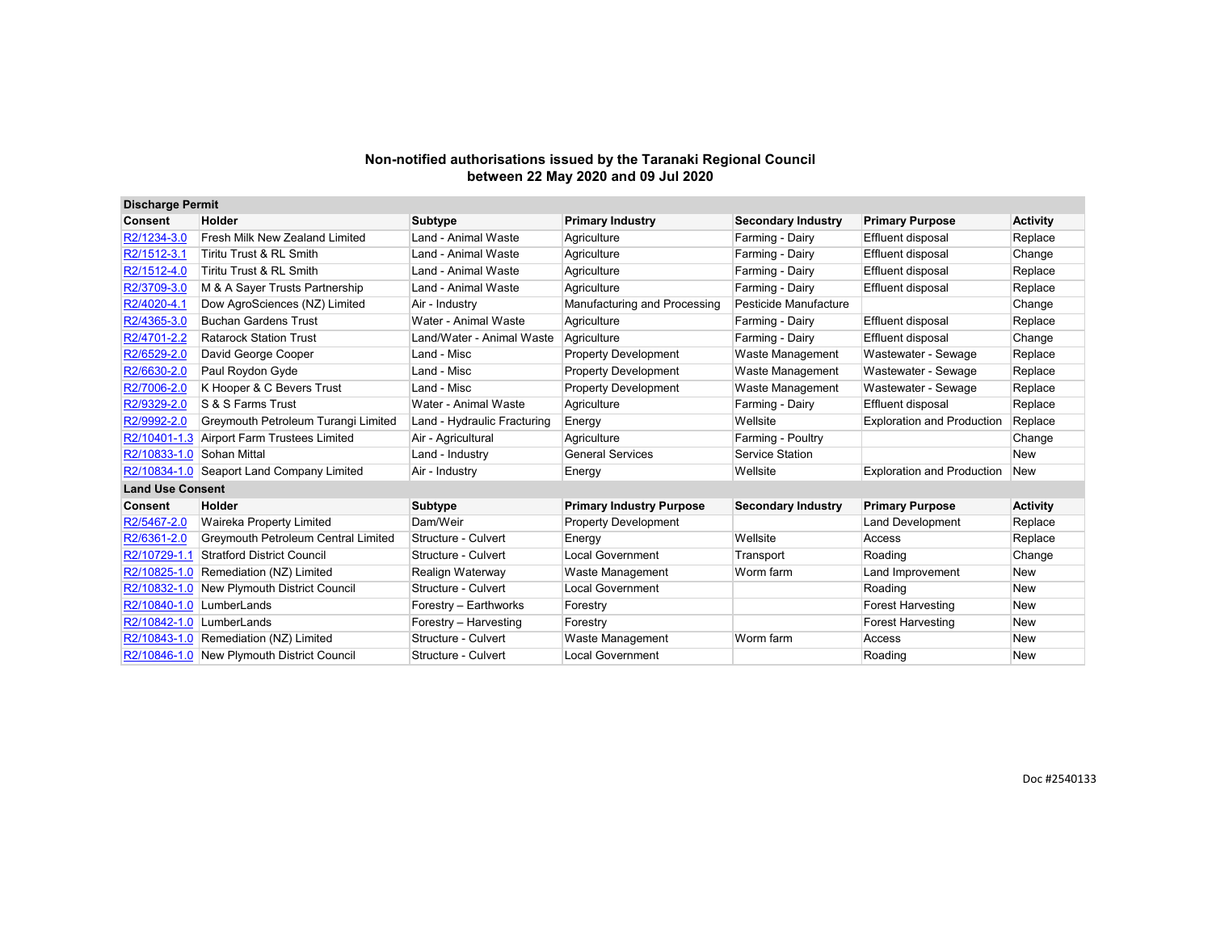# Non-notified authorisations issued by the Taranaki Regional Council between 22 May 2020 and 09 Jul 2020

**Discharge Permit**

| Consent | Holder | Subtype | Primary Industry | Secondary Industry | Primary Purpose | Activity |
|---|---|---|---|---|---|---|
| R2/1234-3.0 | Fresh Milk New Zealand Limited | Land - Animal Waste | Agriculture | Farming - Dairy | Effluent disposal | Replace |
| R2/1512-3.1 | Tiritu Trust & RL Smith | Land - Animal Waste | Agriculture | Farming - Dairy | Effluent disposal | Change |
| R2/1512-4.0 | Tiritu Trust & RL Smith | Land - Animal Waste | Agriculture | Farming - Dairy | Effluent disposal | Replace |
| R2/3709-3.0 | M & A Sayer Trusts Partnership | Land - Animal Waste | Agriculture | Farming - Dairy | Effluent disposal | Replace |
| R2/4020-4.1 | Dow AgroSciences (NZ) Limited | Air - Industry | Manufacturing and Processing | Pesticide Manufacture | | Change |
| R2/4365-3.0 | Buchan Gardens Trust | Water - Animal Waste | Agriculture | Farming - Dairy | Effluent disposal | Replace |
| R2/4701-2.2 | Ratarock Station Trust | Land/Water - Animal Waste | Agriculture | Farming - Dairy | Effluent disposal | Change |
| R2/6529-2.0 | David George Cooper | Land - Misc | Property Development | Waste Management | Wastewater - Sewage | Replace |
| R2/6630-2.0 | Paul Roydon Gyde | Land - Misc | Property Development | Waste Management | Wastewater - Sewage | Replace |
| R2/7006-2.0 | K Hooper & C Bevers Trust | Land - Misc | Property Development | Waste Management | Wastewater - Sewage | Replace |
| R2/9329-2.0 | S & S Farms Trust | Water - Animal Waste | Agriculture | Farming - Dairy | Effluent disposal | Replace |
| R2/9992-2.0 | Greymouth Petroleum Turangi Limited | Land - Hydraulic Fracturing | Energy | Wellsite | Exploration and Production | Replace |
| R2/10401-1.3 | Airport Farm Trustees Limited | Air - Agricultural | Agriculture | Farming - Poultry | | Change |
| R2/10833-1.0 | Sohan Mittal | Land - Industry | General Services | Service Station | | New |
| R2/10834-1.0 | Seaport Land Company Limited | Air - Industry | Energy | Wellsite | Exploration and Production | New |

**Land Use Consent**

| Consent | Holder | Subtype | Primary Industry Purpose | Secondary Industry | Primary Purpose | Activity |
|---|---|---|---|---|---|---|
| R2/5467-2.0 | Waireka Property Limited | Dam/Weir | Property Development | | Land Development | Replace |
| R2/6361-2.0 | Greymouth Petroleum Central Limited | Structure - Culvert | Energy | Wellsite | Access | Replace |
| R2/10729-1.1 | Stratford District Council | Structure - Culvert | Local Government | Transport | Roading | Change |
| R2/10825-1.0 | Remediation (NZ) Limited | Realign Waterway | Waste Management | Worm farm | Land Improvement | New |
| R2/10832-1.0 | New Plymouth District Council | Structure - Culvert | Local Government | | Roading | New |
| R2/10840-1.0 | LumberLands | Forestry – Earthworks | Forestry | | Forest Harvesting | New |
| R2/10842-1.0 | LumberLands | Forestry – Harvesting | Forestry | | Forest Harvesting | New |
| R2/10843-1.0 | Remediation (NZ) Limited | Structure - Culvert | Waste Management | Worm farm | Access | New |
| R2/10846-1.0 | New Plymouth District Council | Structure - Culvert | Local Government | | Roading | New |

Doc #2540133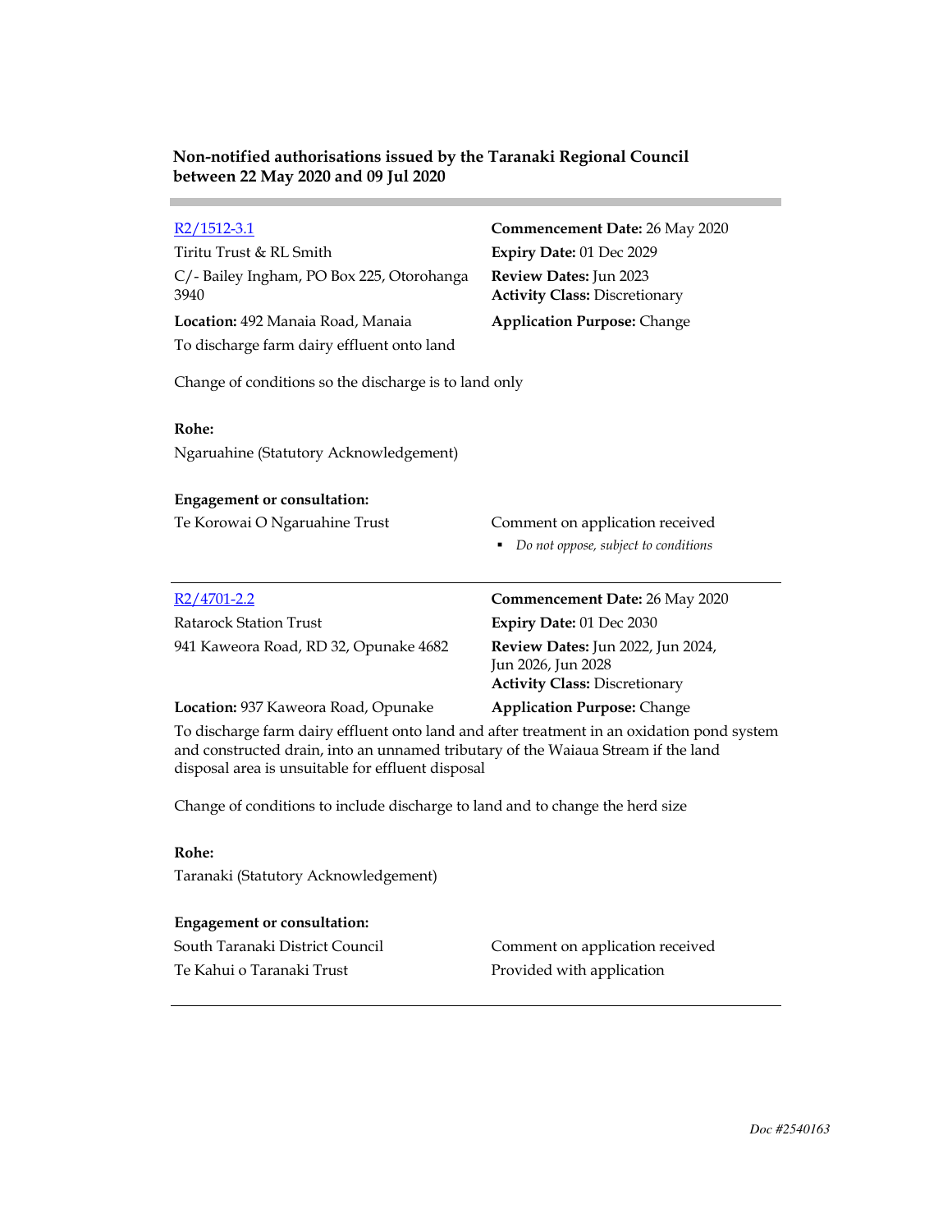**Non-notified authorisations issued by the Taranaki Regional Council between 22 May 2020 and 09 Jul 2020**

---

[R2/1512-3.1](R2/1512-3.1)
Tiritu Trust & RL Smith
C/- Bailey Ingham, PO Box 225, Otorohanga 3940

**Commencement Date:** 26 May 2020
**Expiry Date:** 01 Dec 2029
**Review Dates:** Jun 2023
**Activity Class:** Discretionary

**Location:** 492 Manaia Road, Manaia
**Application Purpose:** Change

To discharge farm dairy effluent onto land

Change of conditions so the discharge is to land only

**Rohe:**
Ngaruahine (Statutory Acknowledgement)

**Engagement or consultation:**

| | |
|---|---|
| Te Korowai O Ngaruahine Trust | Comment on application received<br>▪ *Do not oppose, subject to conditions* |

---

[R2/4701-2.2](R2/4701-2.2)
Ratarock Station Trust
941 Kaweora Road, RD 32, Opunake 4682

**Commencement Date:** 26 May 2020
**Expiry Date:** 01 Dec 2030
**Review Dates:** Jun 2022, Jun 2024, Jun 2026, Jun 2028
**Activity Class:** Discretionary

**Location:** 937 Kaweora Road, Opunake
**Application Purpose:** Change

To discharge farm dairy effluent onto land and after treatment in an oxidation pond system and constructed drain, into an unnamed tributary of the Waiaua Stream if the land disposal area is unsuitable for effluent disposal

Change of conditions to include discharge to land and to change the herd size

**Rohe:**
Taranaki (Statutory Acknowledgement)

**Engagement or consultation:**

| | |
|---|---|
| South Taranaki District Council | Comment on application received |
| Te Kahui o Taranaki Trust | Provided with application |

---

*Doc #2540163*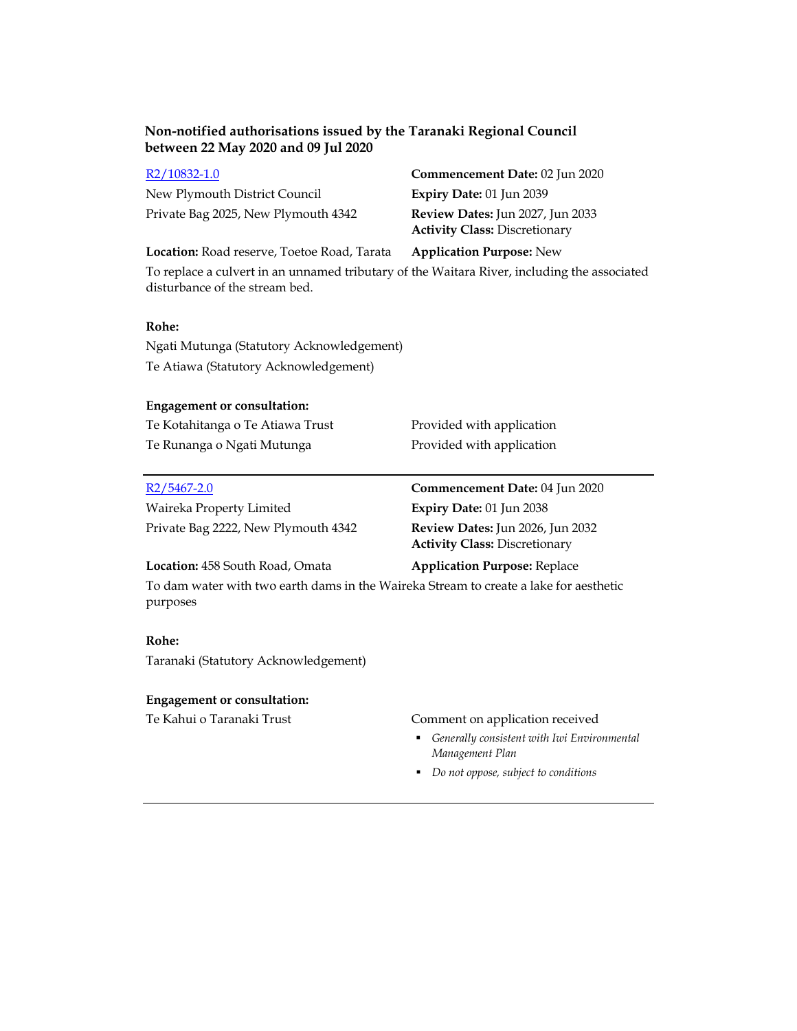**Non-notified authorisations issued by the Taranaki Regional Council between 22 May 2020 and 09 Jul 2020**

[R2/10832-1.0](R2/10832-1.0)
New Plymouth District Council
Private Bag 2025, New Plymouth 4342

**Commencement Date:** 02 Jun 2020
**Expiry Date:** 01 Jun 2039
**Review Dates:** Jun 2027, Jun 2033
**Activity Class:** Discretionary

**Location:** Road reserve, Toetoe Road, Tarata
**Application Purpose:** New

To replace a culvert in an unnamed tributary of the Waitara River, including the associated disturbance of the stream bed.

**Rohe:**

Ngati Mutunga (Statutory Acknowledgement)
Te Atiawa (Statutory Acknowledgement)

**Engagement or consultation:**

| | |
|---|---|
| Te Kotahitanga o Te Atiawa Trust | Provided with application |
| Te Runanga o Ngati Mutunga | Provided with application |

---

[R2/5467-2.0](R2/5467-2.0)
Waireka Property Limited
Private Bag 2222, New Plymouth 4342

**Commencement Date:** 04 Jun 2020
**Expiry Date:** 01 Jun 2038
**Review Dates:** Jun 2026, Jun 2032
**Activity Class:** Discretionary

**Location:** 458 South Road, Omata
**Application Purpose:** Replace

To dam water with two earth dams in the Waireka Stream to create a lake for aesthetic purposes

**Rohe:**

Taranaki (Statutory Acknowledgement)

**Engagement or consultation:**

Te Kahui o Taranaki Trust — Comment on application received

- *Generally consistent with Iwi Environmental Management Plan*
- *Do not oppose, subject to conditions*

---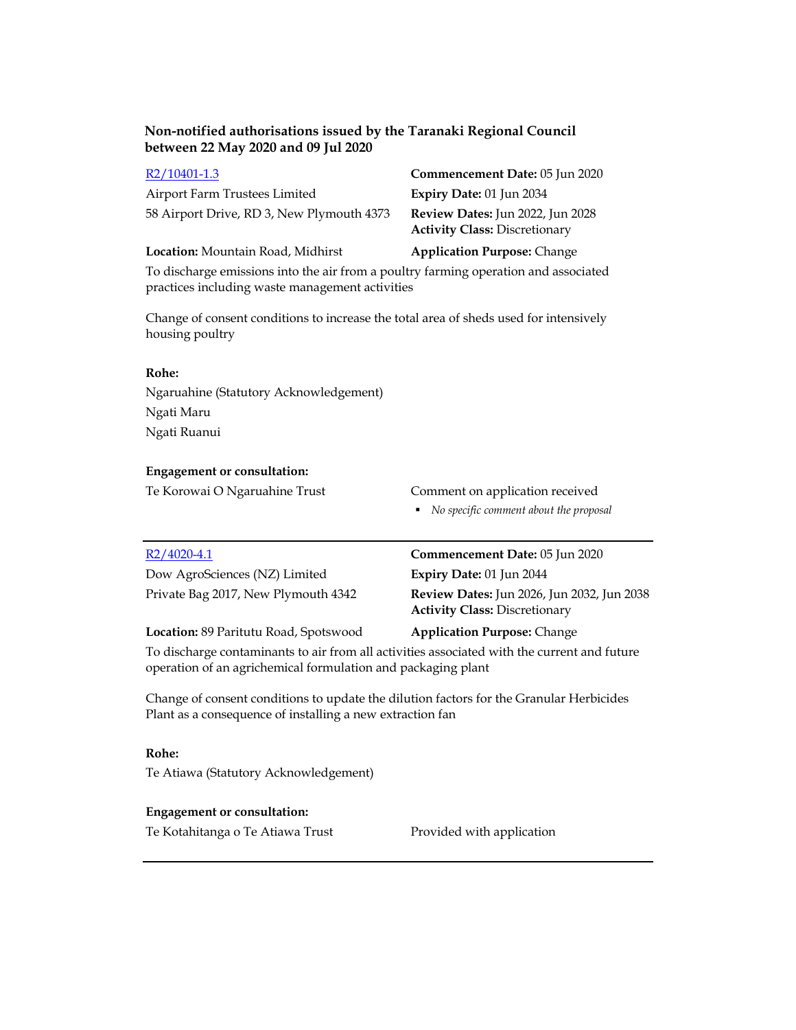**Non-notified authorisations issued by the Taranaki Regional Council between 22 May 2020 and 09 Jul 2020**

| | |
|---|---|
| [R2/10401-1.3] | **Commencement Date:** 05 Jun 2020 |
| Airport Farm Trustees Limited | **Expiry Date:** 01 Jun 2034 |
| 58 Airport Drive, RD 3, New Plymouth 4373 | **Review Dates:** Jun 2022, Jun 2028 |
| | **Activity Class:** Discretionary |
| **Location:** Mountain Road, Midhirst | **Application Purpose:** Change |

To discharge emissions into the air from a poultry farming operation and associated practices including waste management activities

Change of consent conditions to increase the total area of sheds used for intensively housing poultry

**Rohe:**

Ngaruahine (Statutory Acknowledgement)

Ngati Maru

Ngati Ruanui

**Engagement or consultation:**

| | |
|---|---|
| Te Korowai O Ngaruahine Trust | Comment on application received<br>▪ *No specific comment about the proposal* |

---

| | |
|---|---|
| [R2/4020-4.1] | **Commencement Date:** 05 Jun 2020 |
| Dow AgroSciences (NZ) Limited | **Expiry Date:** 01 Jun 2044 |
| Private Bag 2017, New Plymouth 4342 | **Review Dates:** Jun 2026, Jun 2032, Jun 2038 |
| | **Activity Class:** Discretionary |
| **Location:** 89 Paritutu Road, Spotswood | **Application Purpose:** Change |

To discharge contaminants to air from all activities associated with the current and future operation of an agrichemical formulation and packaging plant

Change of consent conditions to update the dilution factors for the Granular Herbicides Plant as a consequence of installing a new extraction fan

**Rohe:**

Te Atiawa (Statutory Acknowledgement)

**Engagement or consultation:**

| | |
|---|---|
| Te Kotahitanga o Te Atiawa Trust | Provided with application |

---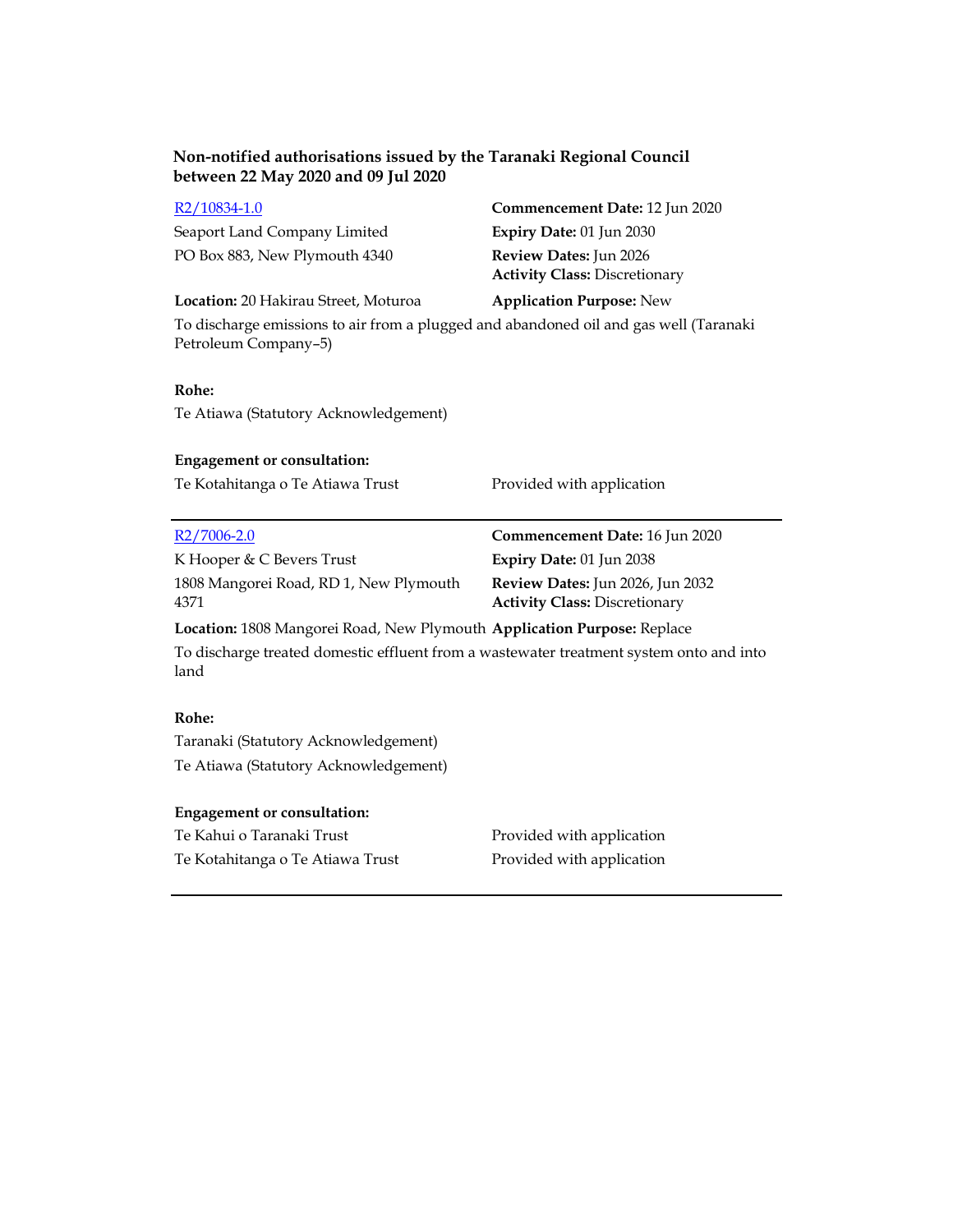**Non-notified authorisations issued by the Taranaki Regional Council between 22 May 2020 and 09 Jul 2020**

[R2/10834-1.0]

Seaport Land Company Limited
PO Box 883, New Plymouth 4340

**Commencement Date:** 12 Jun 2020
**Expiry Date:** 01 Jun 2030
**Review Dates:** Jun 2026
**Activity Class:** Discretionary

**Location:** 20 Hakirau Street, Moturoa
**Application Purpose:** New

To discharge emissions to air from a plugged and abandoned oil and gas well (Taranaki Petroleum Company–5)

**Rohe:**

Te Atiawa (Statutory Acknowledgement)

**Engagement or consultation:**

| | |
|---|---|
| Te Kotahitanga o Te Atiawa Trust | Provided with application |

---

[R2/7006-2.0]

K Hooper & C Bevers Trust
1808 Mangorei Road, RD 1, New Plymouth 4371

**Commencement Date:** 16 Jun 2020
**Expiry Date:** 01 Jun 2038
**Review Dates:** Jun 2026, Jun 2032
**Activity Class:** Discretionary

**Location:** 1808 Mangorei Road, New Plymouth
**Application Purpose:** Replace

To discharge treated domestic effluent from a wastewater treatment system onto and into land

**Rohe:**

Taranaki (Statutory Acknowledgement)
Te Atiawa (Statutory Acknowledgement)

**Engagement or consultation:**

| | |
|---|---|
| Te Kahui o Taranaki Trust | Provided with application |
| Te Kotahitanga o Te Atiawa Trust | Provided with application |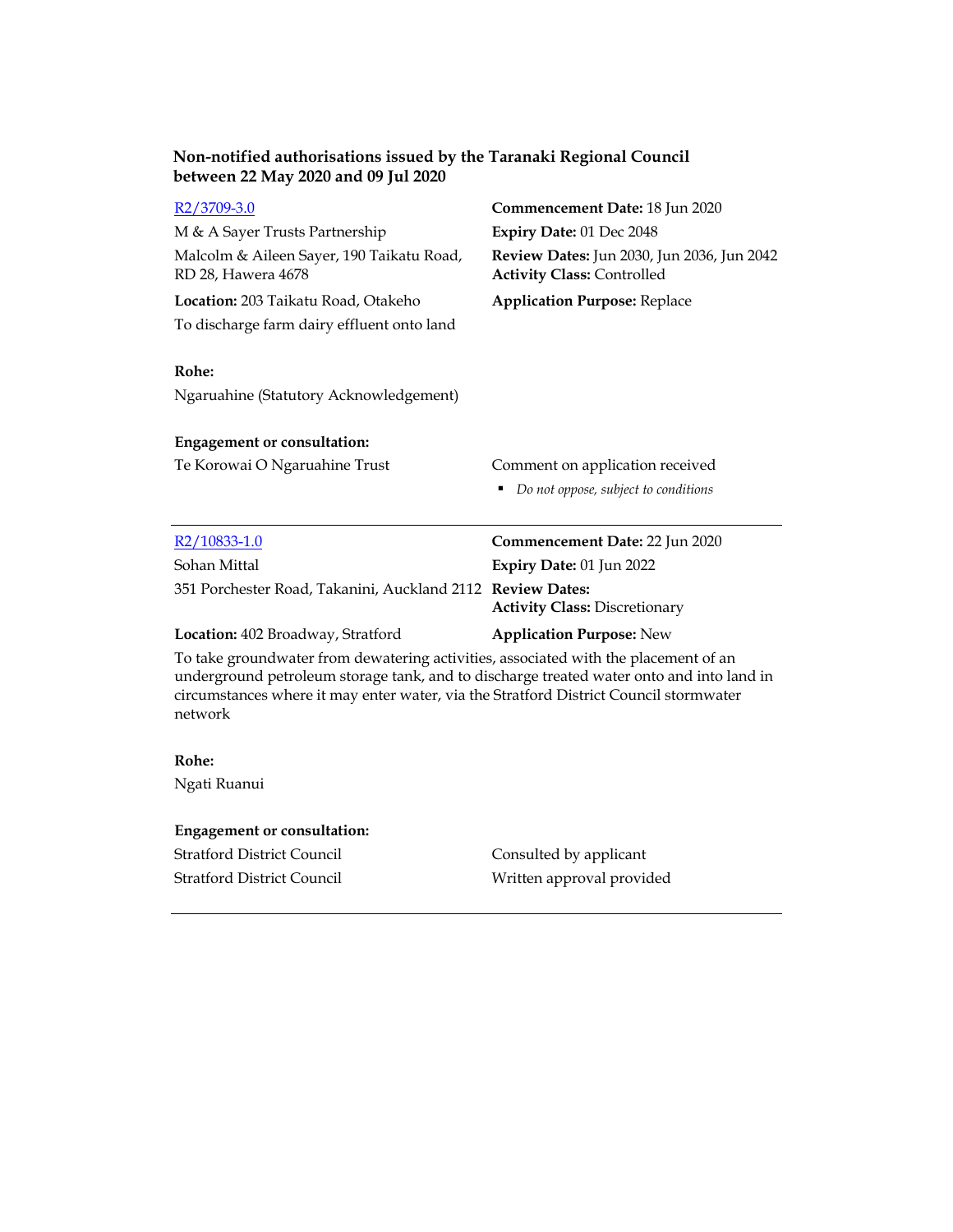**Non-notified authorisations issued by the Taranaki Regional Council between 22 May 2020 and 09 Jul 2020**

[R2/3709-3.0](R2/3709-3.0)

M & A Sayer Trusts Partnership

Malcolm & Aileen Sayer, 190 Taikatu Road, RD 28, Hawera 4678

**Location:** 203 Taikatu Road, Otakeho

To discharge farm dairy effluent onto land

**Commencement Date:** 18 Jun 2020

**Expiry Date:** 01 Dec 2048

**Review Dates:** Jun 2030, Jun 2036, Jun 2042

**Activity Class:** Controlled

**Application Purpose:** Replace

**Rohe:**

Ngaruahine (Statutory Acknowledgement)

**Engagement or consultation:**

| | |
|---|---|
| Te Korowai O Ngaruahine Trust | Comment on application received<br>▪ *Do not oppose, subject to conditions* |

---

[R2/10833-1.0](R2/10833-1.0)

Sohan Mittal

351 Porchester Road, Takanini, Auckland 2112

**Location:** 402 Broadway, Stratford

**Commencement Date:** 22 Jun 2020

**Expiry Date:** 01 Jun 2022

**Review Dates:**

**Activity Class:** Discretionary

**Application Purpose:** New

To take groundwater from dewatering activities, associated with the placement of an underground petroleum storage tank, and to discharge treated water onto and into land in circumstances where it may enter water, via the Stratford District Council stormwater network

**Rohe:**

Ngati Ruanui

**Engagement or consultation:**

| | |
|---|---|
| Stratford District Council | Consulted by applicant |
| Stratford District Council | Written approval provided |

---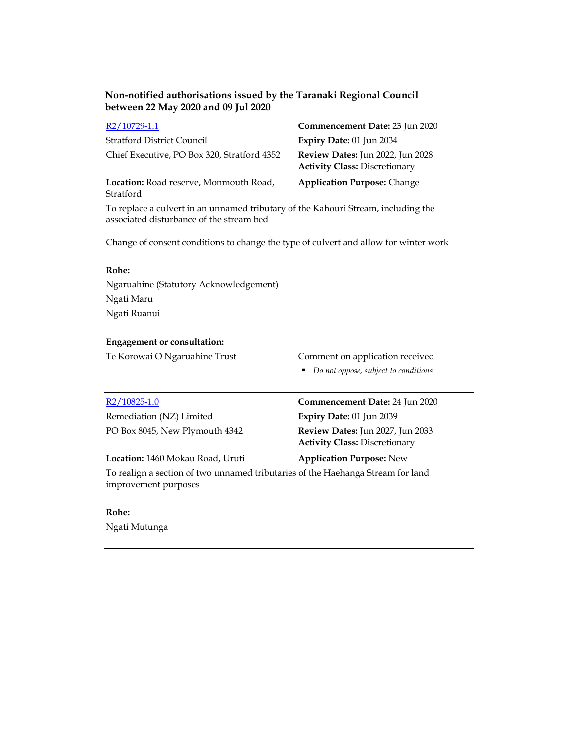**Non-notified authorisations issued by the Taranaki Regional Council between 22 May 2020 and 09 Jul 2020**

| | |
|---|---|
| R2/10729-1.1 | **Commencement Date:** 23 Jun 2020 |
| Stratford District Council | **Expiry Date:** 01 Jun 2034 |
| Chief Executive, PO Box 320, Stratford 4352 | **Review Dates:** Jun 2022, Jun 2028<br>**Activity Class:** Discretionary |
| **Location:** Road reserve, Monmouth Road, Stratford | **Application Purpose:** Change |

To replace a culvert in an unnamed tributary of the Kahouri Stream, including the associated disturbance of the stream bed

Change of consent conditions to change the type of culvert and allow for winter work

**Rohe:**

Ngaruahine (Statutory Acknowledgement)

Ngati Maru

Ngati Ruanui

**Engagement or consultation:**

| | |
|---|---|
| Te Korowai O Ngaruahine Trust | Comment on application received<br>- *Do not oppose, subject to conditions* |

---

| | |
|---|---|
| R2/10825-1.0 | **Commencement Date:** 24 Jun 2020 |
| Remediation (NZ) Limited | **Expiry Date:** 01 Jun 2039 |
| PO Box 8045, New Plymouth 4342 | **Review Dates:** Jun 2027, Jun 2033<br>**Activity Class:** Discretionary |
| **Location:** 1460 Mokau Road, Uruti | **Application Purpose:** New |

To realign a section of two unnamed tributaries of the Haehanga Stream for land improvement purposes

**Rohe:**

Ngati Mutunga

---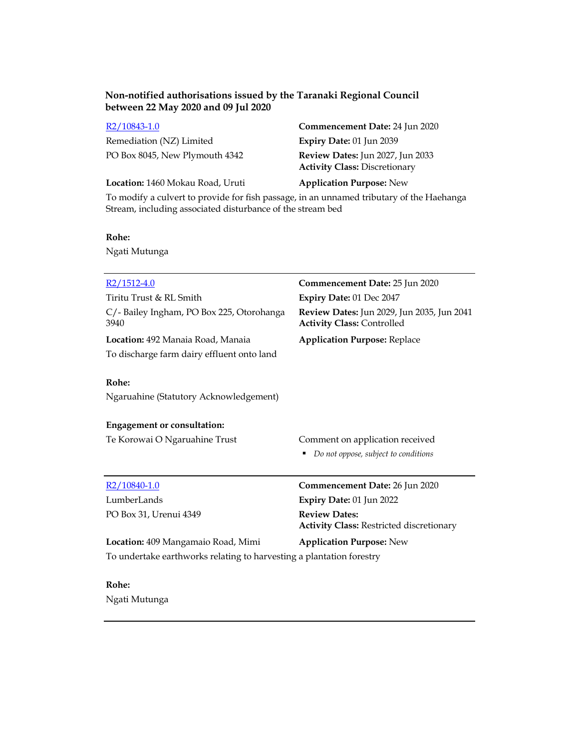**Non-notified authorisations issued by the Taranaki Regional Council between 22 May 2020 and 09 Jul 2020**

R2/10843-1.0
Remediation (NZ) Limited
PO Box 8045, New Plymouth 4342

**Commencement Date:** 24 Jun 2020
**Expiry Date:** 01 Jun 2039
**Review Dates:** Jun 2027, Jun 2033
**Activity Class:** Discretionary

**Location:** 1460 Mokau Road, Uruti
**Application Purpose:** New

To modify a culvert to provide for fish passage, in an unnamed tributary of the Haehanga Stream, including associated disturbance of the stream bed

**Rohe:**
Ngati Mutunga

---

R2/1512-4.0
Tiritu Trust & RL Smith
C/- Bailey Ingham, PO Box 225, Otorohanga 3940

**Commencement Date:** 25 Jun 2020
**Expiry Date:** 01 Dec 2047
**Review Dates:** Jun 2029, Jun 2035, Jun 2041
**Activity Class:** Controlled

**Location:** 492 Manaia Road, Manaia
**Application Purpose:** Replace

To discharge farm dairy effluent onto land

**Rohe:**
Ngaruahine (Statutory Acknowledgement)

**Engagement or consultation:**

Te Korowai O Ngaruahine Trust — Comment on application received

- *Do not oppose, subject to conditions*

---

R2/10840-1.0
LumberLands
PO Box 31, Urenui 4349

**Commencement Date:** 26 Jun 2020
**Expiry Date:** 01 Jun 2022
**Review Dates:**
**Activity Class:** Restricted discretionary

**Location:** 409 Mangamaio Road, Mimi
**Application Purpose:** New

To undertake earthworks relating to harvesting a plantation forestry

**Rohe:**
Ngati Mutunga

---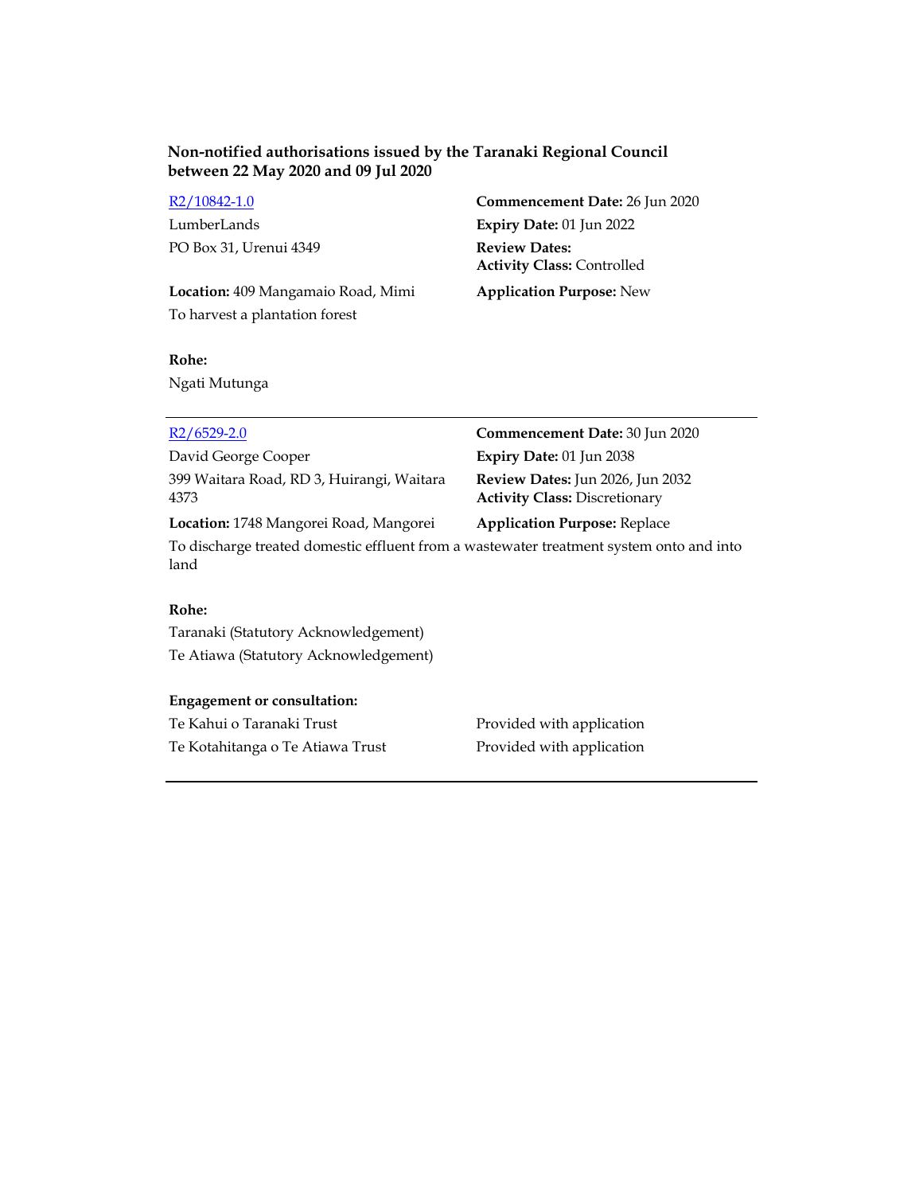**Non-notified authorisations issued by the Taranaki Regional Council between 22 May 2020 and 09 Jul 2020**

[R2/10842-1.0](R2/10842-1.0)
LumberLands
PO Box 31, Urenui 4349

**Commencement Date:** 26 Jun 2020
**Expiry Date:** 01 Jun 2022
**Review Dates:**
**Activity Class:** Controlled

**Location:** 409 Mangamaio Road, Mimi
**Application Purpose:** New

To harvest a plantation forest

**Rohe:**
Ngati Mutunga

---

[R2/6529-2.0](R2/6529-2.0)
David George Cooper
399 Waitara Road, RD 3, Huirangi, Waitara 4373

**Commencement Date:** 30 Jun 2020
**Expiry Date:** 01 Jun 2038
**Review Dates:** Jun 2026, Jun 2032
**Activity Class:** Discretionary

**Location:** 1748 Mangorei Road, Mangorei
**Application Purpose:** Replace

To discharge treated domestic effluent from a wastewater treatment system onto and into land

**Rohe:**
Taranaki (Statutory Acknowledgement)
Te Atiawa (Statutory Acknowledgement)

**Engagement or consultation:**

| | |
|---|---|
| Te Kahui o Taranaki Trust | Provided with application |
| Te Kotahitanga o Te Atiawa Trust | Provided with application |

---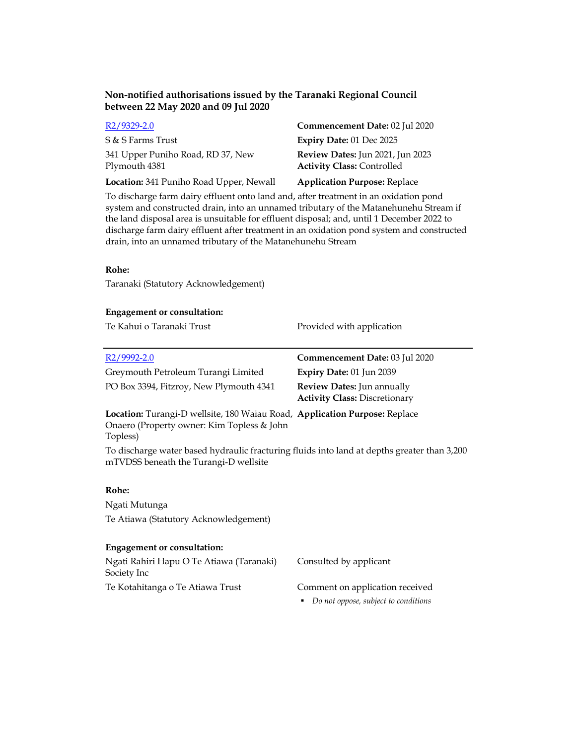**Non-notified authorisations issued by the Taranaki Regional Council between 22 May 2020 and 09 Jul 2020**

| | |
|---|---|
| R2/9329-2.0 | **Commencement Date:** 02 Jul 2020 |
| S & S Farms Trust | **Expiry Date:** 01 Dec 2025 |
| 341 Upper Puniho Road, RD 37, New Plymouth 4381 | **Review Dates:** Jun 2021, Jun 2023<br>**Activity Class:** Controlled |
| **Location:** 341 Puniho Road Upper, Newall | **Application Purpose:** Replace |

To discharge farm dairy effluent onto land and, after treatment in an oxidation pond system and constructed drain, into an unnamed tributary of the Matanehunehu Stream if the land disposal area is unsuitable for effluent disposal; and, until 1 December 2022 to discharge farm dairy effluent after treatment in an oxidation pond system and constructed drain, into an unnamed tributary of the Matanehunehu Stream

**Rohe:**

Taranaki (Statutory Acknowledgement)

**Engagement or consultation:**

| | |
|---|---|
| Te Kahui o Taranaki Trust | Provided with application |

---

| | |
|---|---|
| R2/9992-2.0 | **Commencement Date:** 03 Jul 2020 |
| Greymouth Petroleum Turangi Limited | **Expiry Date:** 01 Jun 2039 |
| PO Box 3394, Fitzroy, New Plymouth 4341 | **Review Dates:** Jun annually<br>**Activity Class:** Discretionary |
| **Location:** Turangi-D wellsite, 180 Waiau Road, Onaero (Property owner: Kim Topless & John Topless) | **Application Purpose:** Replace |

To discharge water based hydraulic fracturing fluids into land at depths greater than 3,200 mTVDSS beneath the Turangi-D wellsite

**Rohe:**

Ngati Mutunga

Te Atiawa (Statutory Acknowledgement)

**Engagement or consultation:**

| | |
|---|---|
| Ngati Rahiri Hapu O Te Atiawa (Taranaki) Society Inc | Consulted by applicant |
| Te Kotahitanga o Te Atiawa Trust | Comment on application received<br>▪ *Do not oppose, subject to conditions* |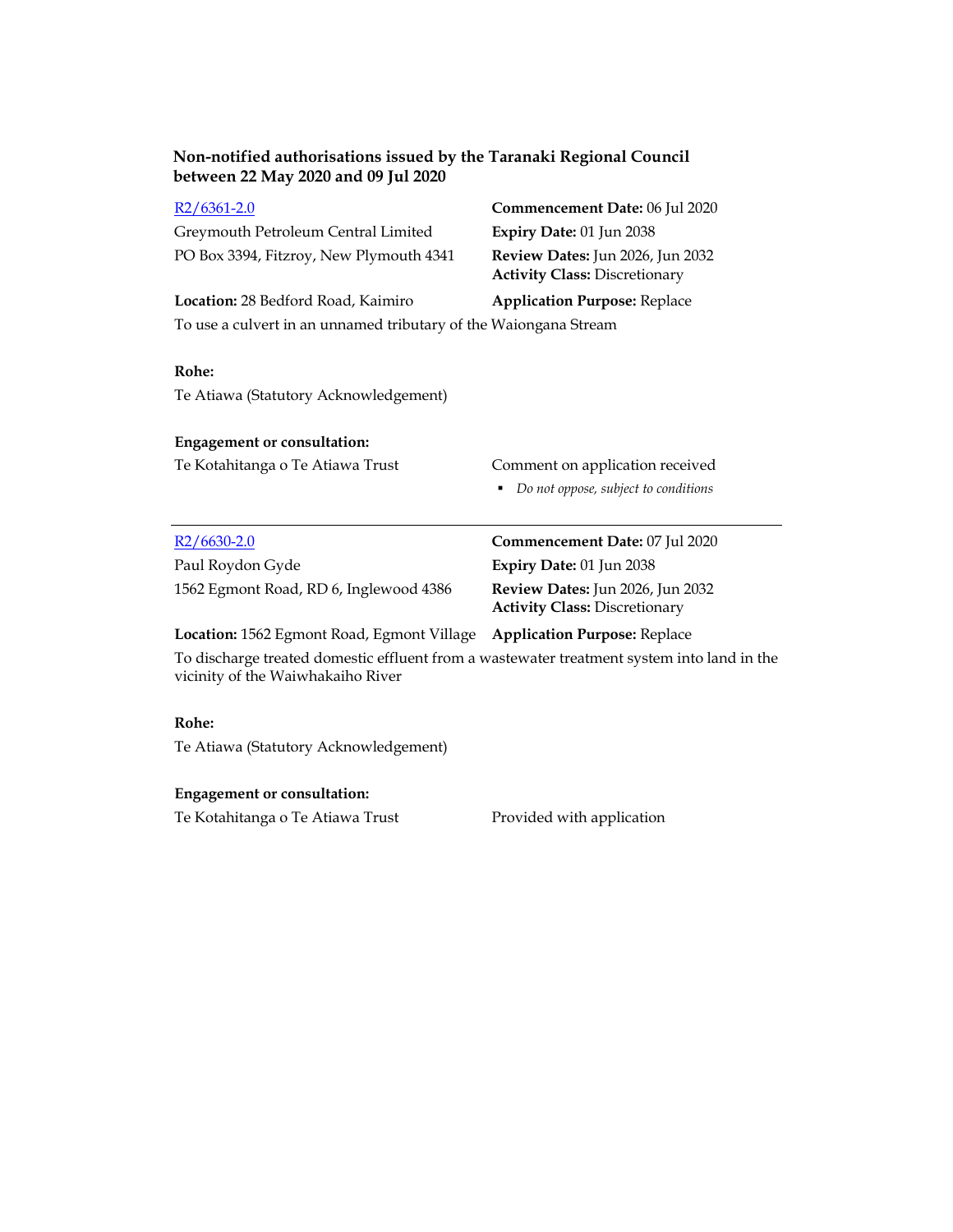**Non-notified authorisations issued by the Taranaki Regional Council between 22 May 2020 and 09 Jul 2020**

[R2/6361-2.0](R2/6361-2.0)
Greymouth Petroleum Central Limited
PO Box 3394, Fitzroy, New Plymouth 4341

**Commencement Date:** 06 Jul 2020
**Expiry Date:** 01 Jun 2038
**Review Dates:** Jun 2026, Jun 2032
**Activity Class:** Discretionary

**Location:** 28 Bedford Road, Kaimiro
**Application Purpose:** Replace

To use a culvert in an unnamed tributary of the Waiongana Stream

**Rohe:**

Te Atiawa (Statutory Acknowledgement)

**Engagement or consultation:**

Te Kotahitanga o Te Atiawa Trust — Comment on application received

- *Do not oppose, subject to conditions*

---

[R2/6630-2.0](R2/6630-2.0)
Paul Roydon Gyde
1562 Egmont Road, RD 6, Inglewood 4386

**Commencement Date:** 07 Jul 2020
**Expiry Date:** 01 Jun 2038
**Review Dates:** Jun 2026, Jun 2032
**Activity Class:** Discretionary

**Location:** 1562 Egmont Road, Egmont Village
**Application Purpose:** Replace

To discharge treated domestic effluent from a wastewater treatment system into land in the vicinity of the Waiwhakaiho River

**Rohe:**

Te Atiawa (Statutory Acknowledgement)

**Engagement or consultation:**

Te Kotahitanga o Te Atiawa Trust — Provided with application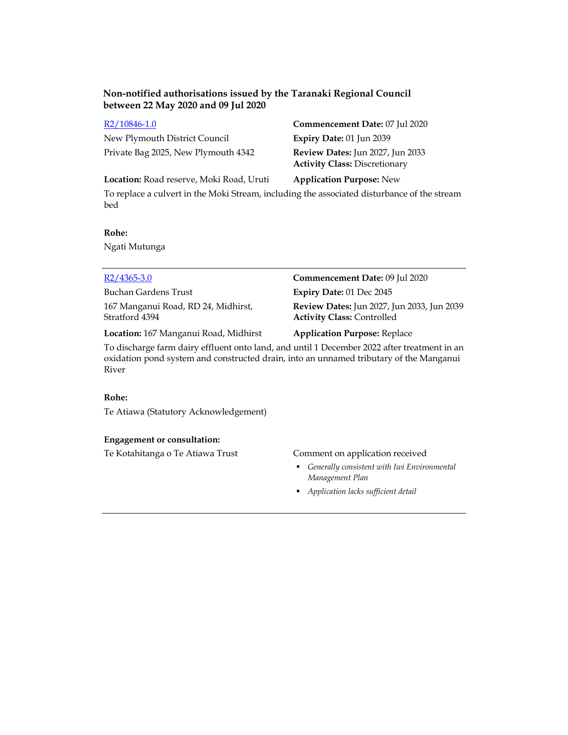**Non-notified authorisations issued by the Taranaki Regional Council between 22 May 2020 and 09 Jul 2020**

[R2/10846-1.0](#)

New Plymouth District Council
Private Bag 2025, New Plymouth 4342

**Commencement Date:** 07 Jul 2020
**Expiry Date:** 01 Jun 2039
**Review Dates:** Jun 2027, Jun 2033
**Activity Class:** Discretionary

**Location:** Road reserve, Moki Road, Uruti

**Application Purpose:** New

To replace a culvert in the Moki Stream, including the associated disturbance of the stream bed

**Rohe:**

Ngati Mutunga

---

[R2/4365-3.0](#)

Buchan Gardens Trust
167 Manganui Road, RD 24, Midhirst, Stratford 4394

**Commencement Date:** 09 Jul 2020
**Expiry Date:** 01 Dec 2045
**Review Dates:** Jun 2027, Jun 2033, Jun 2039
**Activity Class:** Controlled

**Location:** 167 Manganui Road, Midhirst

**Application Purpose:** Replace

To discharge farm dairy effluent onto land, and until 1 December 2022 after treatment in an oxidation pond system and constructed drain, into an unnamed tributary of the Manganui River

**Rohe:**

Te Atiawa (Statutory Acknowledgement)

**Engagement or consultation:**

Te Kotahitanga o Te Atiawa Trust

Comment on application received

- *Generally consistent with Iwi Environmental Management Plan*
- *Application lacks sufficient detail*

---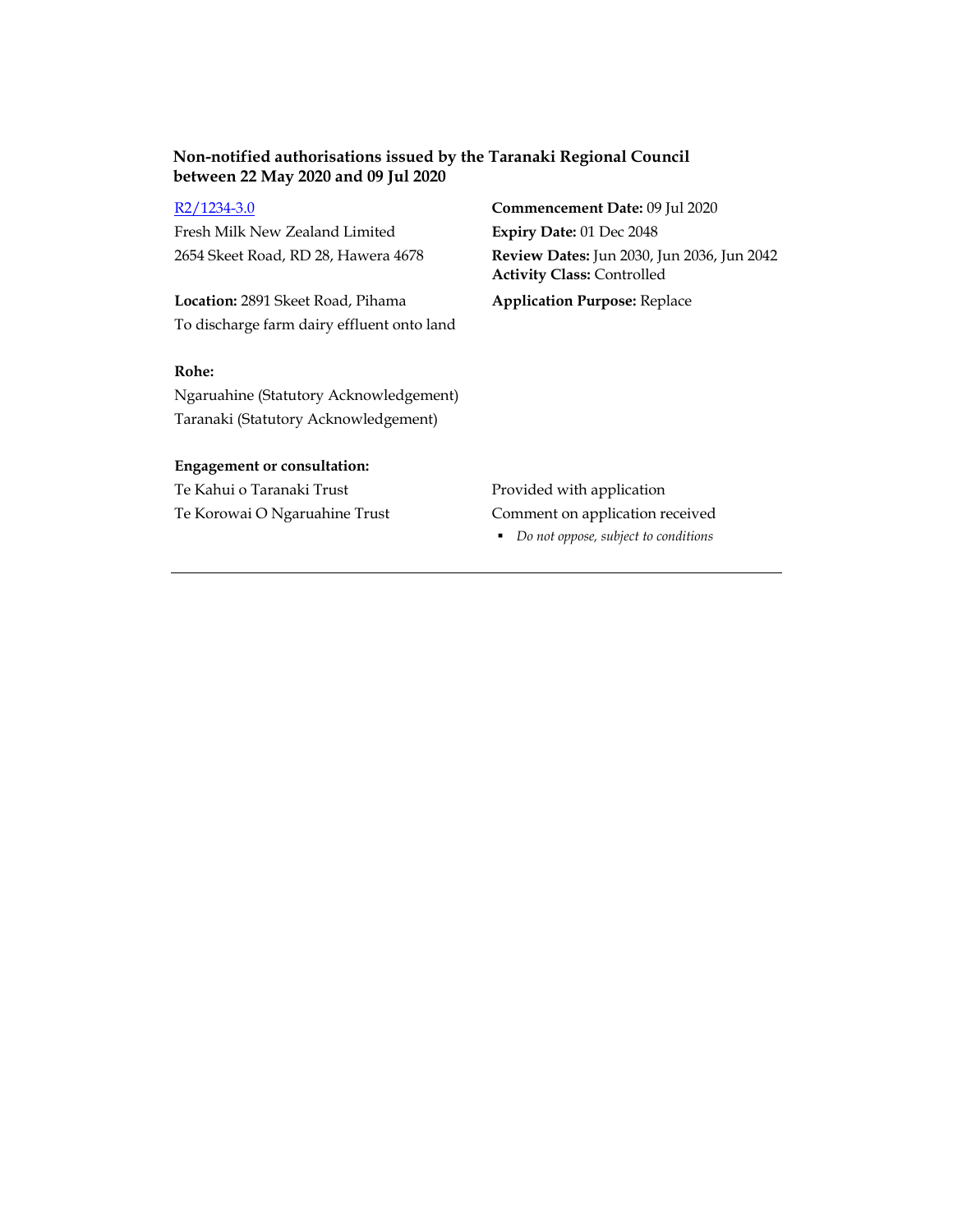**Non-notified authorisations issued by the Taranaki Regional Council between 22 May 2020 and 09 Jul 2020**

[R2/1234-3.0](R2/1234-3.0)
Fresh Milk New Zealand Limited
2654 Skeet Road, RD 28, Hawera 4678

**Commencement Date:** 09 Jul 2020
**Expiry Date:** 01 Dec 2048
**Review Dates:** Jun 2030, Jun 2036, Jun 2042
**Activity Class:** Controlled

**Location:** 2891 Skeet Road, Pihama
To discharge farm dairy effluent onto land

**Application Purpose:** Replace

**Rohe:**
Ngaruahine (Statutory Acknowledgement)
Taranaki (Statutory Acknowledgement)

**Engagement or consultation:**

| | |
|---|---|
| Te Kahui o Taranaki Trust | Provided with application |
| Te Korowai O Ngaruahine Trust | Comment on application received<br>▪ *Do not oppose, subject to conditions* |

---